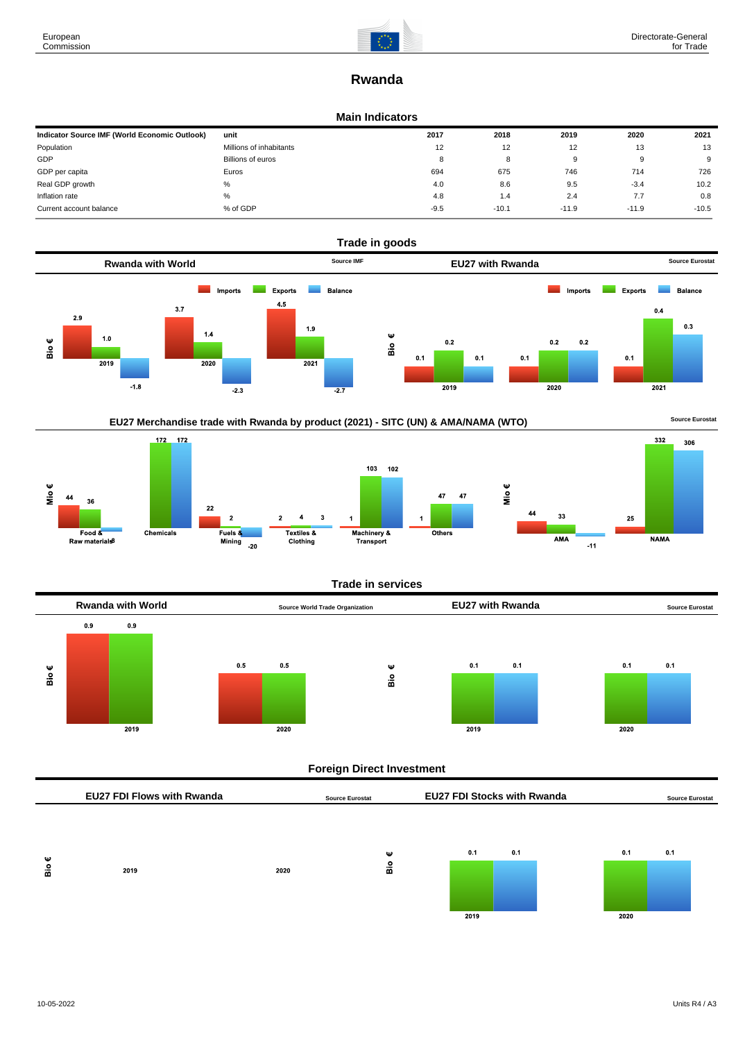# Rwanda

## Main Indicators

| Indicator Source IMF (World Economic Outlook) | unit | 2017 | 2018 | 2019 | 2020 | 2021 |
|---|---|---|---|---|---|---|
| Population | Millions of inhabitants | 12 | 12 | 12 | 13 | 13 |
| GDP | Billions of euros | 8 | 8 | 9 | 9 | 9 |
| GDP per capita | Euros | 694 | 675 | 746 | 714 | 726 |
| Real GDP growth | % | 4.0 | 8.6 | 9.5 | -3.4 | 10.2 |
| Inflation rate | % | 4.8 | 1.4 | 2.4 | 7.7 | 0.8 |
| Current account balance | % of GDP | -9.5 | -10.1 | -11.9 | -11.9 | -10.5 |

## Trade in goods

### Rwanda with World

Source IMF

Bio €

| | Imports | Exports | Balance |
|---|---|---|---|
| 2019 | 2.9 | 1.0 | -1.8 |
| 2020 | 3.7 | 1.4 | -2.3 |
| 2021 | 4.5 | 1.9 | -2.7 |

### EU27 with Rwanda

Source Eurostat

Bio €

| | Imports | Exports | Balance |
|---|---|---|---|
| 2019 | 0.1 | 0.2 | 0.1 |
| 2020 | 0.1 | 0.2 | 0.2 |
| 2021 | 0.1 | 0.4 | 0.3 |

### EU27 Merchandise trade with Rwanda by product (2021) - SITC (UN) & AMA/NAMA (WTO)

Source Eurostat

Mio €

| | Imports | Exports | Balance |
|---|---|---|---|
| Food & Raw materials | 44 | 36 | -8 |
| Chemicals | | 172 | 172 |
| Fuels & Mining | 22 | 2 | -20 |
| Textiles & Clothing | 2 | 4 | 3 |
| Machinery & Transport | 1 | 103 | 102 |
| Others | 1 | 47 | 47 |
| AMA | 44 | 33 | -11 |
| NAMA | 25 | 332 | 306 |

## Trade in services

### Rwanda with World

Source World Trade Organization

Bio €

| | Imports | Exports |
|---|---|---|
| 2019 | 0.9 | 0.9 |
| 2020 | 0.5 | 0.5 |

### EU27 with Rwanda

Source Eurostat

Bio €

| | Exports | Balance |
|---|---|---|
| 2019 | 0.1 | 0.1 |
| 2020 | 0.1 | 0.1 |

## Foreign Direct Investment

### EU27 FDI Flows with Rwanda

Source Eurostat

Bio €

| | |
|---|---|
| 2019 | |
| 2020 | |

### EU27 FDI Stocks with Rwanda

Source Eurostat

Bio €

| | | |
|---|---|---|
| 2019 | 0.1 | 0.1 |
| 2020 | 0.1 | 0.1 |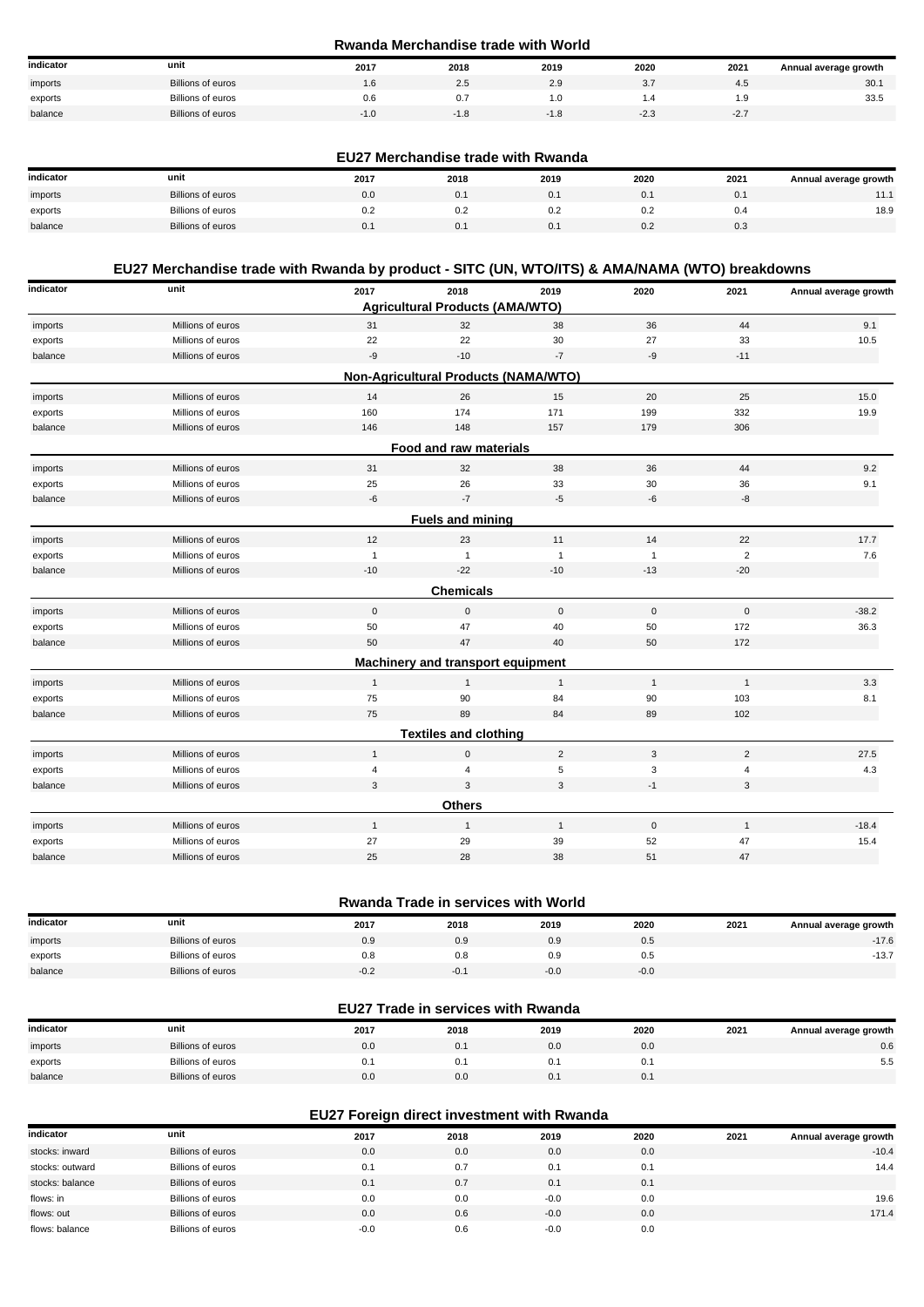## Rwanda Merchandise trade with World

| indicator | unit | 2017 | 2018 | 2019 | 2020 | 2021 | Annual average growth |
|---|---|---|---|---|---|---|---|
| imports | Billions of euros | 1.6 | 2.5 | 2.9 | 3.7 | 4.5 | 30.1 |
| exports | Billions of euros | 0.6 | 0.7 | 1.0 | 1.4 | 1.9 | 33.5 |
| balance | Billions of euros | -1.0 | -1.8 | -1.8 | -2.3 | -2.7 | |

## EU27 Merchandise trade with Rwanda

| indicator | unit | 2017 | 2018 | 2019 | 2020 | 2021 | Annual average growth |
|---|---|---|---|---|---|---|---|
| imports | Billions of euros | 0.0 | 0.1 | 0.1 | 0.1 | 0.1 | 11.1 |
| exports | Billions of euros | 0.2 | 0.2 | 0.2 | 0.2 | 0.4 | 18.9 |
| balance | Billions of euros | 0.1 | 0.1 | 0.1 | 0.2 | 0.3 | |

## EU27 Merchandise trade with Rwanda by product - SITC (UN, WTO/ITS) & AMA/NAMA (WTO) breakdowns

| indicator | unit | 2017 | 2018 | 2019 | 2020 | 2021 | Annual average growth |
|---|---|---|---|---|---|---|---|
| **Agricultural Products (AMA/WTO)** | | | | | | | |
| imports | Millions of euros | 31 | 32 | 38 | 36 | 44 | 9.1 |
| exports | Millions of euros | 22 | 22 | 30 | 27 | 33 | 10.5 |
| balance | Millions of euros | -9 | -10 | -7 | -9 | -11 | |
| **Non-Agricultural Products (NAMA/WTO)** | | | | | | | |
| imports | Millions of euros | 14 | 26 | 15 | 20 | 25 | 15.0 |
| exports | Millions of euros | 160 | 174 | 171 | 199 | 332 | 19.9 |
| balance | Millions of euros | 146 | 148 | 157 | 179 | 306 | |
| **Food and raw materials** | | | | | | | |
| imports | Millions of euros | 31 | 32 | 38 | 36 | 44 | 9.2 |
| exports | Millions of euros | 25 | 26 | 33 | 30 | 36 | 9.1 |
| balance | Millions of euros | -6 | -7 | -5 | -6 | -8 | |
| **Fuels and mining** | | | | | | | |
| imports | Millions of euros | 12 | 23 | 11 | 14 | 22 | 17.7 |
| exports | Millions of euros | 1 | 1 | 1 | 1 | 2 | 7.6 |
| balance | Millions of euros | -10 | -22 | -10 | -13 | -20 | |
| **Chemicals** | | | | | | | |
| imports | Millions of euros | 0 | 0 | 0 | 0 | 0 | -38.2 |
| exports | Millions of euros | 50 | 47 | 40 | 50 | 172 | 36.3 |
| balance | Millions of euros | 50 | 47 | 40 | 50 | 172 | |
| **Machinery and transport equipment** | | | | | | | |
| imports | Millions of euros | 1 | 1 | 1 | 1 | 1 | 3.3 |
| exports | Millions of euros | 75 | 90 | 84 | 90 | 103 | 8.1 |
| balance | Millions of euros | 75 | 89 | 84 | 89 | 102 | |
| **Textiles and clothing** | | | | | | | |
| imports | Millions of euros | 1 | 0 | 2 | 3 | 2 | 27.5 |
| exports | Millions of euros | 4 | 4 | 5 | 3 | 4 | 4.3 |
| balance | Millions of euros | 3 | 3 | 3 | -1 | 3 | |
| **Others** | | | | | | | |
| imports | Millions of euros | 1 | 1 | 1 | 0 | 1 | -18.4 |
| exports | Millions of euros | 27 | 29 | 39 | 52 | 47 | 15.4 |
| balance | Millions of euros | 25 | 28 | 38 | 51 | 47 | |

## Rwanda Trade in services with World

| indicator | unit | 2017 | 2018 | 2019 | 2020 | 2021 | Annual average growth |
|---|---|---|---|---|---|---|---|
| imports | Billions of euros | 0.9 | 0.9 | 0.9 | 0.5 | | -17.6 |
| exports | Billions of euros | 0.8 | 0.8 | 0.9 | 0.5 | | -13.7 |
| balance | Billions of euros | -0.2 | -0.1 | -0.0 | -0.0 | | |

## EU27 Trade in services with Rwanda

| indicator | unit | 2017 | 2018 | 2019 | 2020 | 2021 | Annual average growth |
|---|---|---|---|---|---|---|---|
| imports | Billions of euros | 0.0 | 0.1 | 0.0 | 0.0 | | 0.6 |
| exports | Billions of euros | 0.1 | 0.1 | 0.1 | 0.1 | | 5.5 |
| balance | Billions of euros | 0.0 | 0.0 | 0.1 | 0.1 | | |

## EU27 Foreign direct investment with Rwanda

| indicator | unit | 2017 | 2018 | 2019 | 2020 | 2021 | Annual average growth |
|---|---|---|---|---|---|---|---|
| stocks: inward | Billions of euros | 0.0 | 0.0 | 0.0 | 0.0 | | -10.4 |
| stocks: outward | Billions of euros | 0.1 | 0.7 | 0.1 | 0.1 | | 14.4 |
| stocks: balance | Billions of euros | 0.1 | 0.7 | 0.1 | 0.1 | | |
| flows: in | Billions of euros | 0.0 | 0.0 | -0.0 | 0.0 | | 19.6 |
| flows: out | Billions of euros | 0.0 | 0.6 | -0.0 | 0.0 | | 171.4 |
| flows: balance | Billions of euros | -0.0 | 0.6 | -0.0 | 0.0 | | |